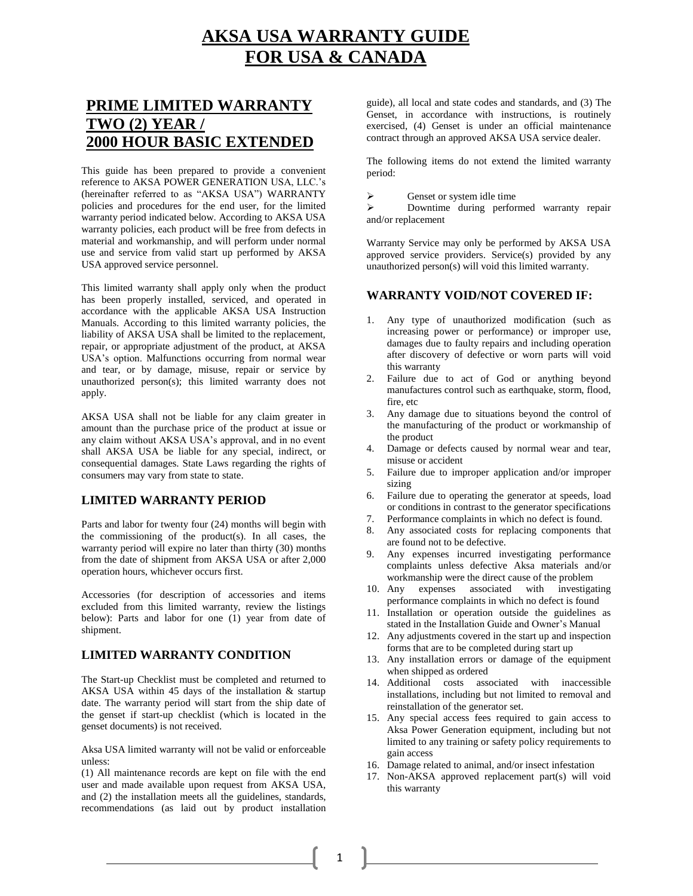# AKSA USA WARRANTY GUIDE
# FOR USA & CANADA

## PRIME LIMITED WARRANTY TWO (2) YEAR / 2000 HOUR BASIC EXTENDED

This guide has been prepared to provide a convenient reference to AKSA POWER GENERATION USA, LLC.'s (hereinafter referred to as "AKSA USA") WARRANTY policies and procedures for the end user, for the limited warranty period indicated below. According to AKSA USA warranty policies, each product will be free from defects in material and workmanship, and will perform under normal use and service from valid start up performed by AKSA USA approved service personnel.

This limited warranty shall apply only when the product has been properly installed, serviced, and operated in accordance with the applicable AKSA USA Instruction Manuals. According to this limited warranty policies, the liability of AKSA USA shall be limited to the replacement, repair, or appropriate adjustment of the product, at AKSA USA's option. Malfunctions occurring from normal wear and tear, or by damage, misuse, repair or service by unauthorized person(s); this limited warranty does not apply.

AKSA USA shall not be liable for any claim greater in amount than the purchase price of the product at issue or any claim without AKSA USA's approval, and in no event shall AKSA USA be liable for any special, indirect, or consequential damages. State Laws regarding the rights of consumers may vary from state to state.

### LIMITED WARRANTY PERIOD

Parts and labor for twenty four (24) months will begin with the commissioning of the product(s). In all cases, the warranty period will expire no later than thirty (30) months from the date of shipment from AKSA USA or after 2,000 operation hours, whichever occurs first.

Accessories (for description of accessories and items excluded from this limited warranty, review the listings below): Parts and labor for one (1) year from date of shipment.

### LIMITED WARRANTY CONDITION

The Start-up Checklist must be completed and returned to AKSA USA within 45 days of the installation & startup date. The warranty period will start from the ship date of the genset if start-up checklist (which is located in the genset documents) is not received.

Aksa USA limited warranty will not be valid or enforceable unless:

(1) All maintenance records are kept on file with the end user and made available upon request from AKSA USA, and (2) the installation meets all the guidelines, standards, recommendations (as laid out by product installation guide), all local and state codes and standards, and (3) The Genset, in accordance with instructions, is routinely exercised, (4) Genset is under an official maintenance contract through an approved AKSA USA service dealer.

The following items do not extend the limited warranty period:

- Genset or system idle time
- Downtime during performed warranty repair and/or replacement

Warranty Service may only be performed by AKSA USA approved service providers. Service(s) provided by any unauthorized person(s) will void this limited warranty.

### WARRANTY VOID/NOT COVERED IF:

1. Any type of unauthorized modification (such as increasing power or performance) or improper use, damages due to faulty repairs and including operation after discovery of defective or worn parts will void this warranty
2. Failure due to act of God or anything beyond manufactures control such as earthquake, storm, flood, fire, etc
3. Any damage due to situations beyond the control of the manufacturing of the product or workmanship of the product
4. Damage or defects caused by normal wear and tear, misuse or accident
5. Failure due to improper application and/or improper sizing
6. Failure due to operating the generator at speeds, load or conditions in contrast to the generator specifications
7. Performance complaints in which no defect is found.
8. Any associated costs for replacing components that are found not to be defective.
9. Any expenses incurred investigating performance complaints unless defective Aksa materials and/or workmanship were the direct cause of the problem
10. Any expenses associated with investigating performance complaints in which no defect is found
11. Installation or operation outside the guidelines as stated in the Installation Guide and Owner's Manual
12. Any adjustments covered in the start up and inspection forms that are to be completed during start up
13. Any installation errors or damage of the equipment when shipped as ordered
14. Additional costs associated with inaccessible installations, including but not limited to removal and reinstallation of the generator set.
15. Any special access fees required to gain access to Aksa Power Generation equipment, including but not limited to any training or safety policy requirements to gain access
16. Damage related to animal, and/or insect infestation
17. Non-AKSA approved replacement part(s) will void this warranty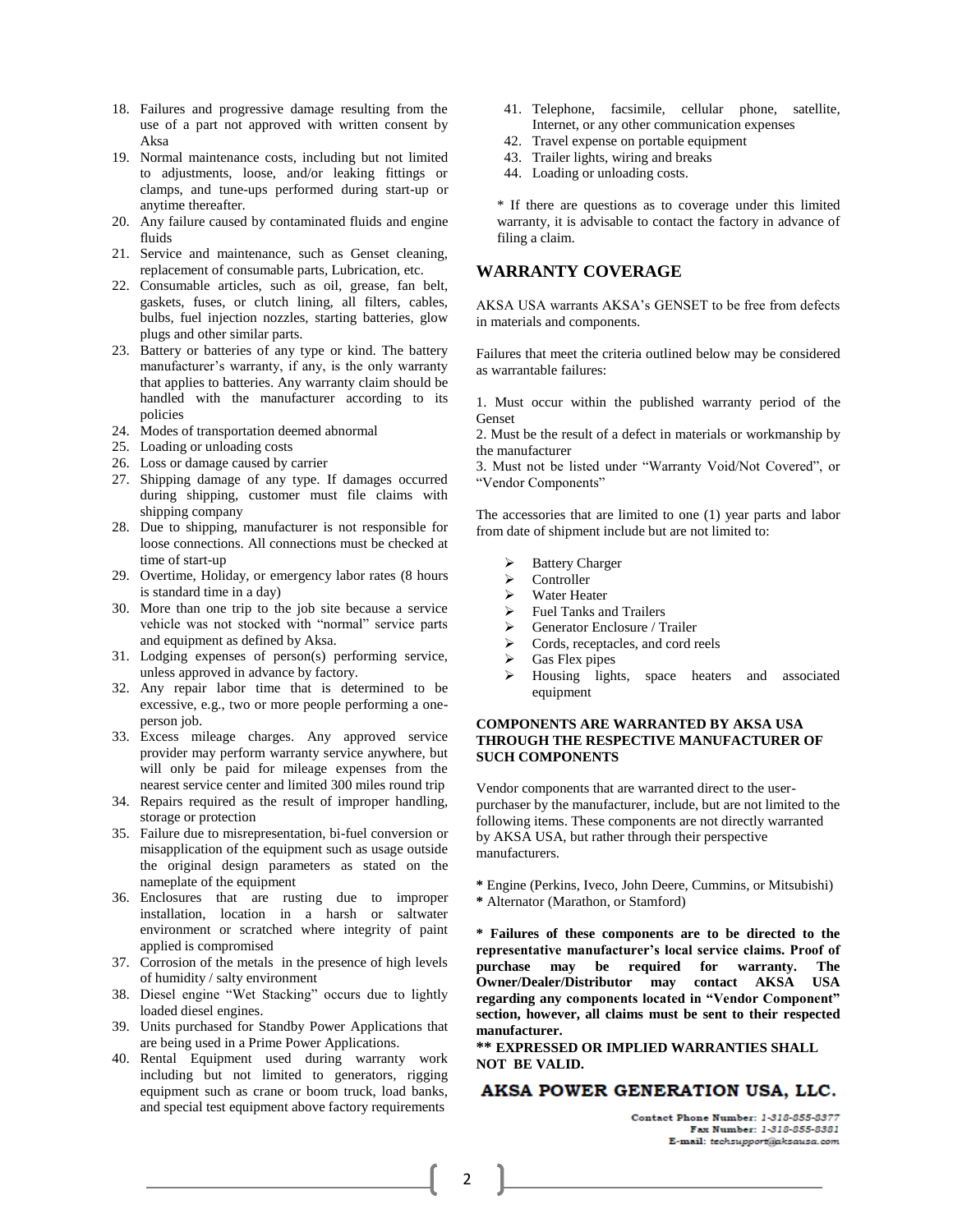18. Failures and progressive damage resulting from the use of a part not approved with written consent by Aksa
19. Normal maintenance costs, including but not limited to adjustments, loose, and/or leaking fittings or clamps, and tune-ups performed during start-up or anytime thereafter.
20. Any failure caused by contaminated fluids and engine fluids
21. Service and maintenance, such as Genset cleaning, replacement of consumable parts, Lubrication, etc.
22. Consumable articles, such as oil, grease, fan belt, gaskets, fuses, or clutch lining, all filters, cables, bulbs, fuel injection nozzles, starting batteries, glow plugs and other similar parts.
23. Battery or batteries of any type or kind. The battery manufacturer's warranty, if any, is the only warranty that applies to batteries. Any warranty claim should be handled with the manufacturer according to its policies
24. Modes of transportation deemed abnormal
25. Loading or unloading costs
26. Loss or damage caused by carrier
27. Shipping damage of any type. If damages occurred during shipping, customer must file claims with shipping company
28. Due to shipping, manufacturer is not responsible for loose connections. All connections must be checked at time of start-up
29. Overtime, Holiday, or emergency labor rates (8 hours is standard time in a day)
30. More than one trip to the job site because a service vehicle was not stocked with "normal" service parts and equipment as defined by Aksa.
31. Lodging expenses of person(s) performing service, unless approved in advance by factory.
32. Any repair labor time that is determined to be excessive, e.g., two or more people performing a one-person job.
33. Excess mileage charges. Any approved service provider may perform warranty service anywhere, but will only be paid for mileage expenses from the nearest service center and limited 300 miles round trip
34. Repairs required as the result of improper handling, storage or protection
35. Failure due to misrepresentation, bi-fuel conversion or misapplication of the equipment such as usage outside the original design parameters as stated on the nameplate of the equipment
36. Enclosures that are rusting due to improper installation, location in a harsh or saltwater environment or scratched where integrity of paint applied is compromised
37. Corrosion of the metals in the presence of high levels of humidity / salty environment
38. Diesel engine "Wet Stacking" occurs due to lightly loaded diesel engines.
39. Units purchased for Standby Power Applications that are being used in a Prime Power Applications.
40. Rental Equipment used during warranty work including but not limited to generators, rigging equipment such as crane or boom truck, load banks, and special test equipment above factory requirements
41. Telephone, facsimile, cellular phone, satellite, Internet, or any other communication expenses
42. Travel expense on portable equipment
43. Trailer lights, wiring and breaks
44. Loading or unloading costs.

* If there are questions as to coverage under this limited warranty, it is advisable to contact the factory in advance of filing a claim.

## WARRANTY COVERAGE

AKSA USA warrants AKSA's GENSET to be free from defects in materials and components.

Failures that meet the criteria outlined below may be considered as warrantable failures:

1. Must occur within the published warranty period of the Genset
2. Must be the result of a defect in materials or workmanship by the manufacturer
3. Must not be listed under "Warranty Void/Not Covered", or "Vendor Components"

The accessories that are limited to one (1) year parts and labor from date of shipment include but are not limited to:

- Battery Charger
- Controller
- Water Heater
- Fuel Tanks and Trailers
- Generator Enclosure / Trailer
- Cords, receptacles, and cord reels
- Gas Flex pipes
- Housing lights, space heaters and associated equipment

**COMPONENTS ARE WARRANTED BY AKSA USA THROUGH THE RESPECTIVE MANUFACTURER OF SUCH COMPONENTS**

Vendor components that are warranted direct to the user-purchaser by the manufacturer, include, but are not limited to the following items. These components are not directly warranted by AKSA USA, but rather through their perspective manufacturers.

**\*** Engine (Perkins, Iveco, John Deere, Cummins, or Mitsubishi)
**\*** Alternator (Marathon, or Stamford)

**\* Failures of these components are to be directed to the representative manufacturer's local service claims. Proof of purchase may be required for warranty. The Owner/Dealer/Distributor may contact AKSA USA regarding any components located in "Vendor Component" section, however, all claims must be sent to their respected manufacturer.**

**\*\* EXPRESSED OR IMPLIED WARRANTIES SHALL NOT BE VALID.**

**AKSA POWER GENERATION USA, LLC.**

**Contact Phone Number:** *1-318-855-8377*
**Fax Number:** *1-318-855-8381*
**E-mail:** *techsupport@aksausa.com*